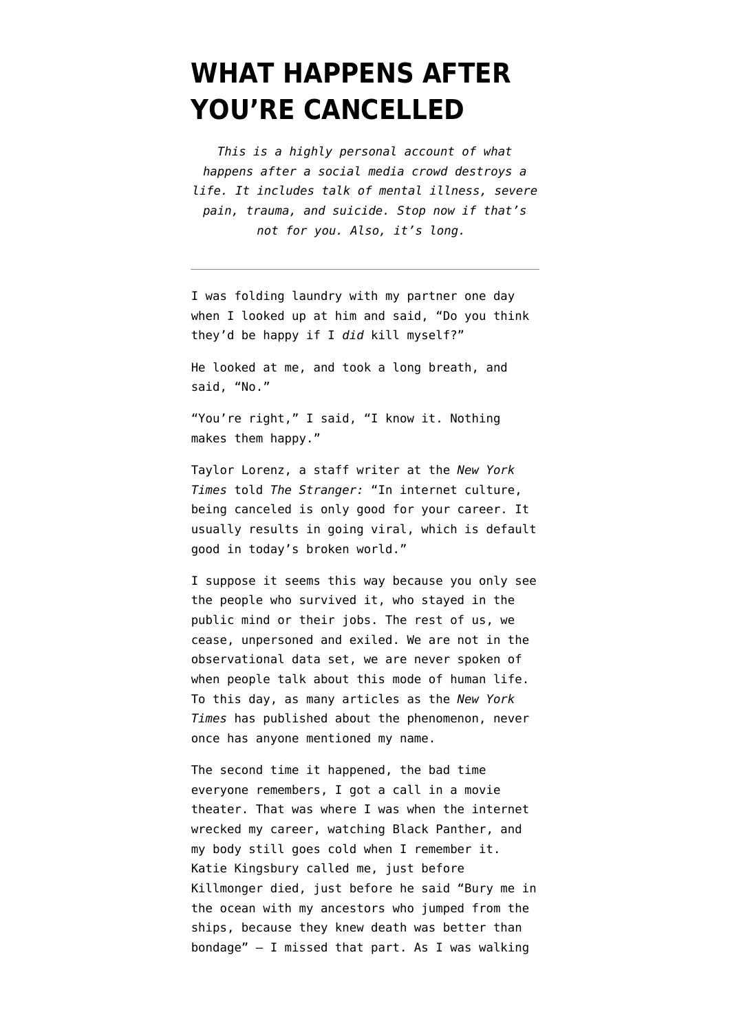# WHAT HAPPENS AFTER YOU'RE CANCELLED

*This is a highly personal account of what happens after a social media crowd destroys a life. It includes talk of mental illness, severe pain, trauma, and suicide. Stop now if that's not for you. Also, it's long.*

---

I was folding laundry with my partner one day when I looked up at him and said, "Do you think they'd be happy if I *did* kill myself?"

He looked at me, and took a long breath, and said, "No."

"You're right," I said, "I know it. Nothing makes them happy."

Taylor Lorenz, a staff writer at the *New York Times* told *The Stranger:* "In internet culture, being canceled is only good for your career. It usually results in going viral, which is default good in today's broken world."

I suppose it seems this way because you only see the people who survived it, who stayed in the public mind or their jobs. The rest of us, we cease, unpersoned and exiled. We are not in the observational data set, we are never spoken of when people talk about this mode of human life. To this day, as many articles as the *New York Times* has published about the phenomenon, never once has anyone mentioned my name.

The second time it happened, the bad time everyone remembers, I got a call in a movie theater. That was where I was when the internet wrecked my career, watching Black Panther, and my body still goes cold when I remember it. Katie Kingsbury called me, just before Killmonger died, just before he said "Bury me in the ocean with my ancestors who jumped from the ships, because they knew death was better than bondage" — I missed that part. As I was walking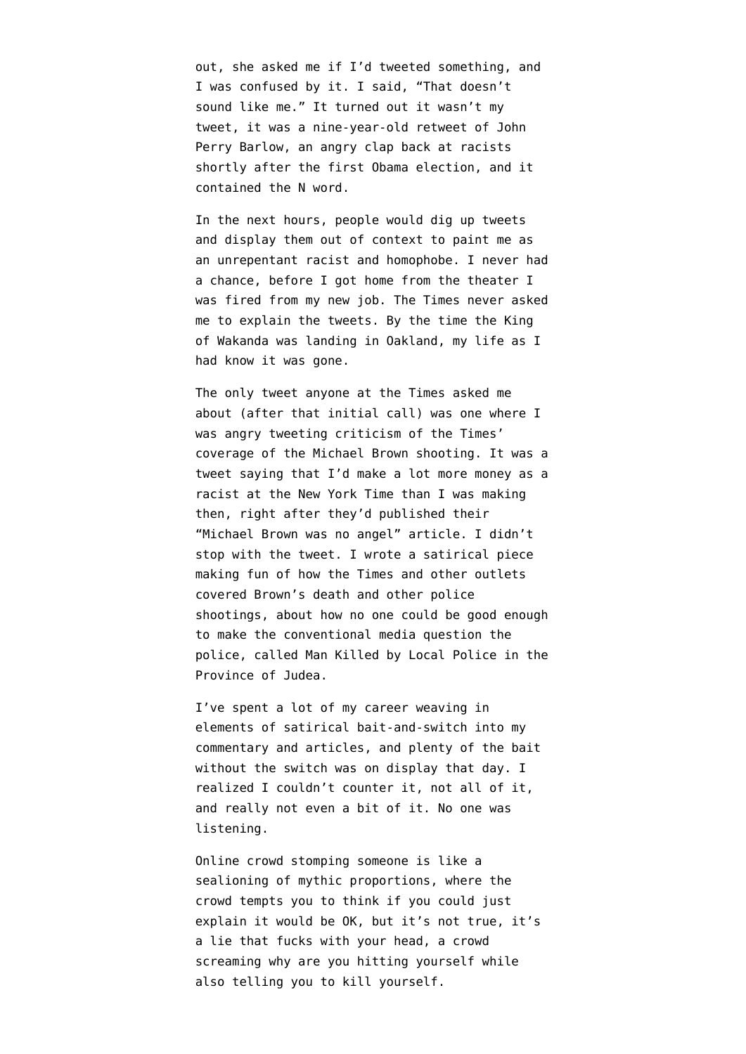out, she asked me if I'd tweeted something, and I was confused by it. I said, "That doesn't sound like me." It turned out it wasn't my tweet, it was a nine-year-old retweet of John Perry Barlow, an angry clap back at racists shortly after the first Obama election, and it contained the N word.

In the next hours, people would dig up tweets and display them out of context to paint me as an unrepentant racist and homophobe. I never had a chance, before I got home from the theater I was fired from my new job. The Times never asked me to explain the tweets. By the time the King of Wakanda was landing in Oakland, my life as I had know it was gone.

The only tweet anyone at the Times asked me about (after that initial call) was one where I was angry tweeting criticism of the Times' coverage of the Michael Brown shooting. It was a tweet saying that I'd make a lot more money as a racist at the New York Time than I was making then, right after they'd published their "Michael Brown was no angel" article. I didn't stop with the tweet. I wrote a satirical piece making fun of how the Times and other outlets covered Brown's death and other police shootings, about how no one could be good enough to make the conventional media question the police, called Man Killed by Local Police in the Province of Judea.

I've spent a lot of my career weaving in elements of satirical bait-and-switch into my commentary and articles, and plenty of the bait without the switch was on display that day. I realized I couldn't counter it, not all of it, and really not even a bit of it. No one was listening.

Online crowd stomping someone is like a sealioning of mythic proportions, where the crowd tempts you to think if you could just explain it would be OK, but it's not true, it's a lie that fucks with your head, a crowd screaming why are you hitting yourself while also telling you to kill yourself.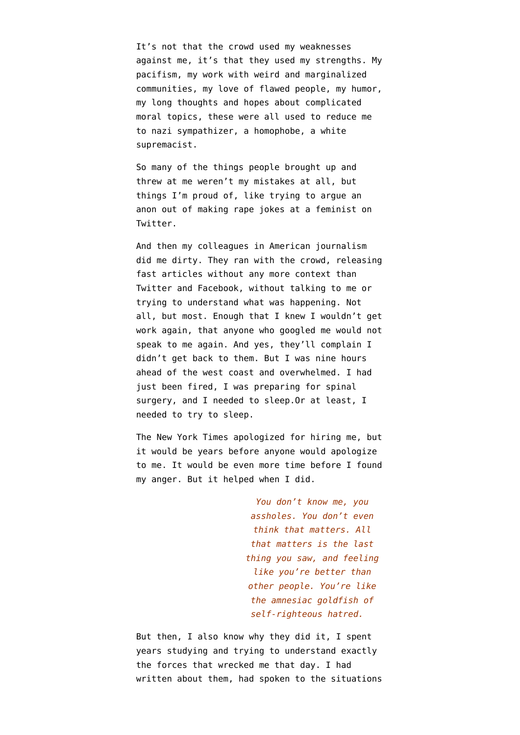It's not that the crowd used my weaknesses against me, it's that they used my strengths. My pacifism, my work with weird and marginalized communities, my love of flawed people, my humor, my long thoughts and hopes about complicated moral topics, these were all used to reduce me to nazi sympathizer, a homophobe, a white supremacist.

So many of the things people brought up and threw at me weren't my mistakes at all, but things I'm proud of, like trying to argue an anon out of making rape jokes at a feminist on Twitter.

And then my colleagues in American journalism did me dirty. They ran with the crowd, releasing fast articles without any more context than Twitter and Facebook, without talking to me or trying to understand what was happening. Not all, but most. Enough that I knew I wouldn't get work again, that anyone who googled me would not speak to me again. And yes, they'll complain I didn't get back to them. But I was nine hours ahead of the west coast and overwhelmed. I had just been fired, I was preparing for spinal surgery, and I needed to sleep.Or at least, I needed to try to sleep.

The New York Times apologized for hiring me, but it would be years before anyone would apologize to me. It would be even more time before I found my anger. But it helped when I did.

> *You don't know me, you assholes. You don't even think that matters. All that matters is the last thing you saw, and feeling like you're better than other people. You're like the amnesiac goldfish of self-righteous hatred.*

But then, I also know why they did it, I spent years studying and trying to understand exactly the forces that wrecked me that day. I had written about them, had spoken to the situations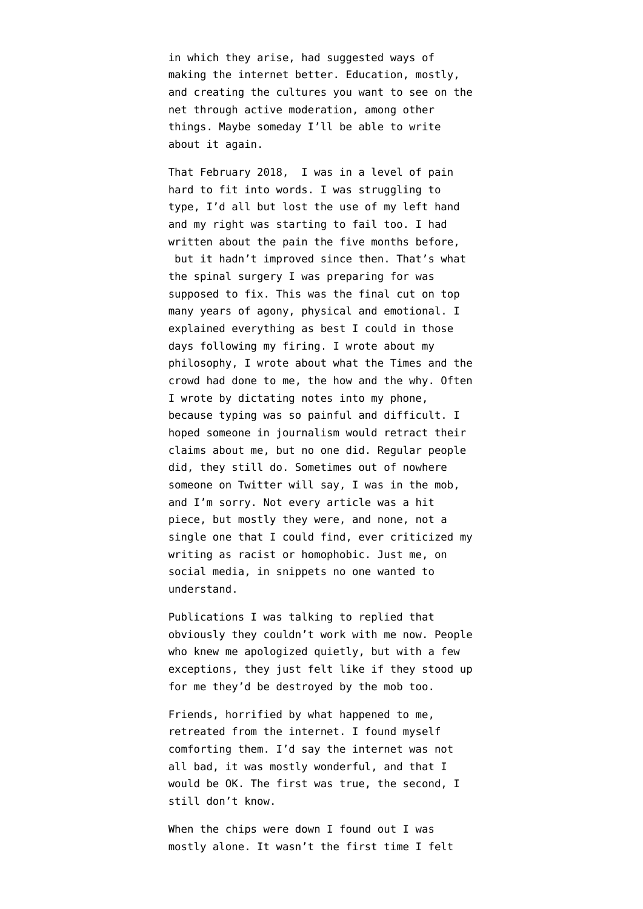in which they arise, had suggested ways of making the internet better. Education, mostly, and creating the cultures you want to see on the net through active moderation, among other things. Maybe someday I'll be able to write about it again.

That February 2018, I was in a level of pain hard to fit into words. I was struggling to type, I'd all but lost the use of my left hand and my right was starting to fail too. I had written about the pain the five months before, but it hadn't improved since then. That's what the spinal surgery I was preparing for was supposed to fix. This was the final cut on top many years of agony, physical and emotional. I explained everything as best I could in those days following my firing. I wrote about my philosophy, I wrote about what the Times and the crowd had done to me, the how and the why. Often I wrote by dictating notes into my phone, because typing was so painful and difficult. I hoped someone in journalism would retract their claims about me, but no one did. Regular people did, they still do. Sometimes out of nowhere someone on Twitter will say, I was in the mob, and I'm sorry. Not every article was a hit piece, but mostly they were, and none, not a single one that I could find, ever criticized my writing as racist or homophobic. Just me, on social media, in snippets no one wanted to understand.

Publications I was talking to replied that obviously they couldn't work with me now. People who knew me apologized quietly, but with a few exceptions, they just felt like if they stood up for me they'd be destroyed by the mob too.

Friends, horrified by what happened to me, retreated from the internet. I found myself comforting them. I'd say the internet was not all bad, it was mostly wonderful, and that I would be OK. The first was true, the second, I still don't know.

When the chips were down I found out I was mostly alone. It wasn't the first time I felt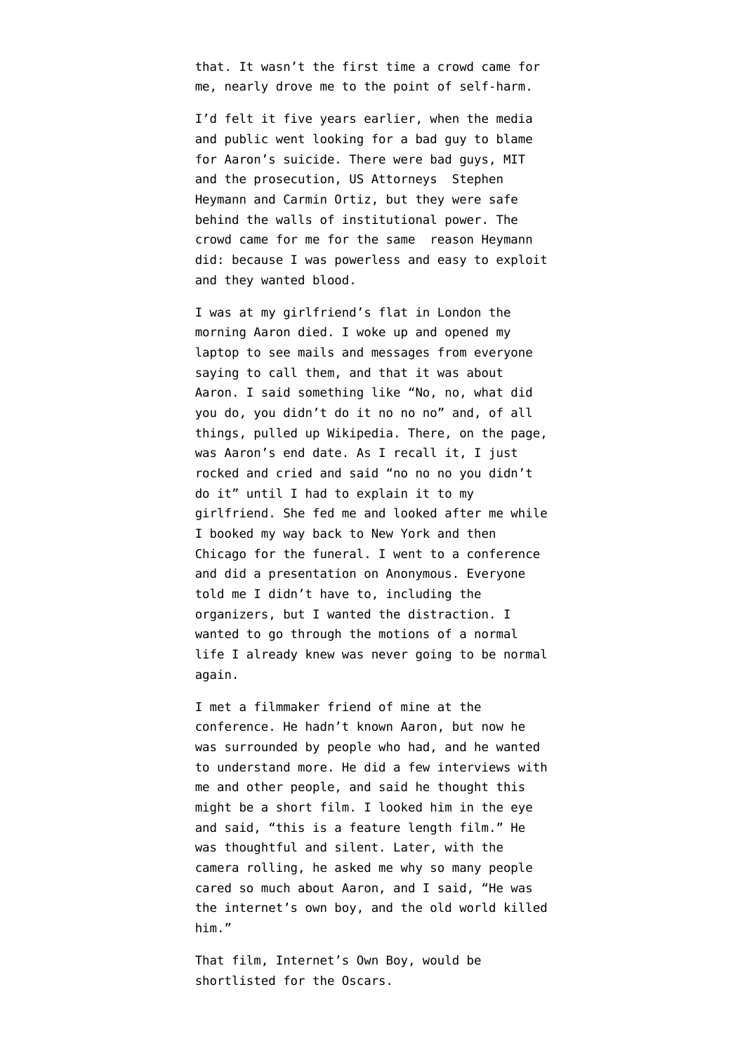that. It wasn't the first time a crowd came for me, nearly drove me to the point of self-harm.

I'd felt it five years earlier, when the media and public went looking for a bad guy to blame for Aaron's suicide. There were bad guys, MIT and the prosecution, US Attorneys Stephen Heymann and Carmin Ortiz, but they were safe behind the walls of institutional power. The crowd came for me for the same reason Heymann did: because I was powerless and easy to exploit and they wanted blood.

I was at my girlfriend's flat in London the morning Aaron died. I woke up and opened my laptop to see mails and messages from everyone saying to call them, and that it was about Aaron. I said something like "No, no, what did you do, you didn't do it no no no" and, of all things, pulled up Wikipedia. There, on the page, was Aaron's end date. As I recall it, I just rocked and cried and said "no no no you didn't do it" until I had to explain it to my girlfriend. She fed me and looked after me while I booked my way back to New York and then Chicago for the funeral. I went to a conference and did a presentation on Anonymous. Everyone told me I didn't have to, including the organizers, but I wanted the distraction. I wanted to go through the motions of a normal life I already knew was never going to be normal again.

I met a filmmaker friend of mine at the conference. He hadn't known Aaron, but now he was surrounded by people who had, and he wanted to understand more. He did a few interviews with me and other people, and said he thought this might be a short film. I looked him in the eye and said, "this is a feature length film." He was thoughtful and silent. Later, with the camera rolling, he asked me why so many people cared so much about Aaron, and I said, "He was the internet's own boy, and the old world killed him."

That film, Internet's Own Boy, would be shortlisted for the Oscars.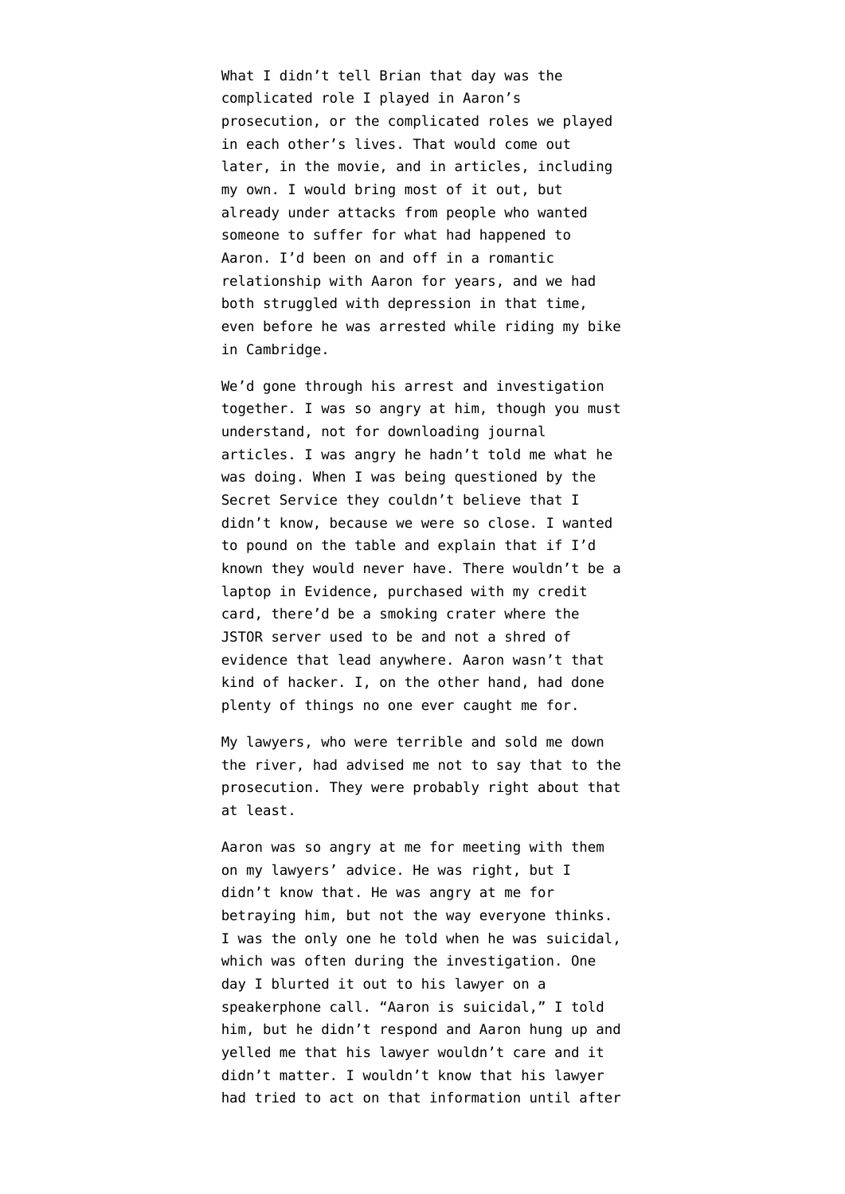What I didn't tell Brian that day was the complicated role I played in Aaron's prosecution, or the complicated roles we played in each other's lives. That would come out later, in the movie, and in articles, including my own. I would bring most of it out, but already under attacks from people who wanted someone to suffer for what had happened to Aaron. I'd been on and off in a romantic relationship with Aaron for years, and we had both struggled with depression in that time, even before he was arrested while riding my bike in Cambridge.

We'd gone through his arrest and investigation together. I was so angry at him, though you must understand, not for downloading journal articles. I was angry he hadn't told me what he was doing. When I was being questioned by the Secret Service they couldn't believe that I didn't know, because we were so close. I wanted to pound on the table and explain that if I'd known they would never have. There wouldn't be a laptop in Evidence, purchased with my credit card, there'd be a smoking crater where the JSTOR server used to be and not a shred of evidence that lead anywhere. Aaron wasn't that kind of hacker. I, on the other hand, had done plenty of things no one ever caught me for.

My lawyers, who were terrible and sold me down the river, had advised me not to say that to the prosecution. They were probably right about that at least.

Aaron was so angry at me for meeting with them on my lawyers' advice. He was right, but I didn't know that. He was angry at me for betraying him, but not the way everyone thinks. I was the only one he told when he was suicidal, which was often during the investigation. One day I blurted it out to his lawyer on a speakerphone call. "Aaron is suicidal," I told him, but he didn't respond and Aaron hung up and yelled me that his lawyer wouldn't care and it didn't matter. I wouldn't know that his lawyer had tried to act on that information until after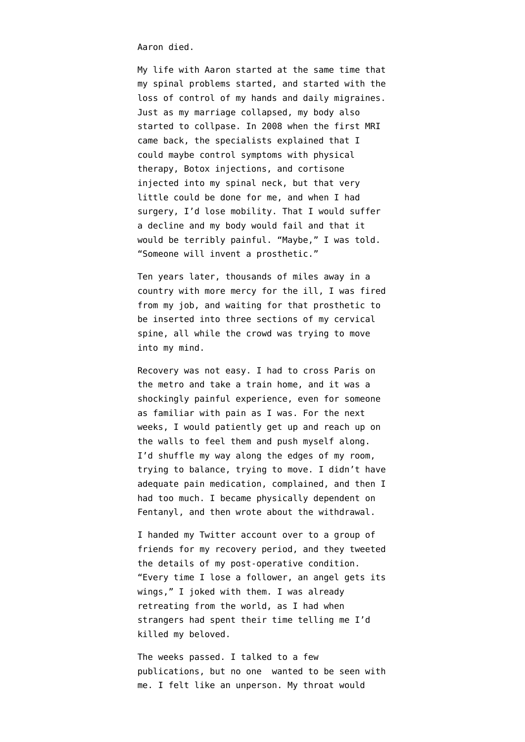Aaron died.

My life with Aaron started at the same time that my spinal problems started, and started with the loss of control of my hands and daily migraines. Just as my marriage collapsed, my body also started to collpase. In 2008 when the first MRI came back, the specialists explained that I could maybe control symptoms with physical therapy, Botox injections, and cortisone injected into my spinal neck, but that very little could be done for me, and when I had surgery, I'd lose mobility. That I would suffer a decline and my body would fail and that it would be terribly painful. "Maybe," I was told. "Someone will invent a prosthetic."

Ten years later, thousands of miles away in a country with more mercy for the ill, I was fired from my job, and waiting for that prosthetic to be inserted into three sections of my cervical spine, all while the crowd was trying to move into my mind.

Recovery was not easy. I had to cross Paris on the metro and take a train home, and it was a shockingly painful experience, even for someone as familiar with pain as I was. For the next weeks, I would patiently get up and reach up on the walls to feel them and push myself along. I'd shuffle my way along the edges of my room, trying to balance, trying to move. I didn't have adequate pain medication, complained, and then I had too much. I became physically dependent on Fentanyl, and then wrote about the withdrawal.

I handed my Twitter account over to a group of friends for my recovery period, and they tweeted the details of my post-operative condition. "Every time I lose a follower, an angel gets its wings," I joked with them. I was already retreating from the world, as I had when strangers had spent their time telling me I'd killed my beloved.

The weeks passed. I talked to a few publications, but no one wanted to be seen with me. I felt like an unperson. My throat would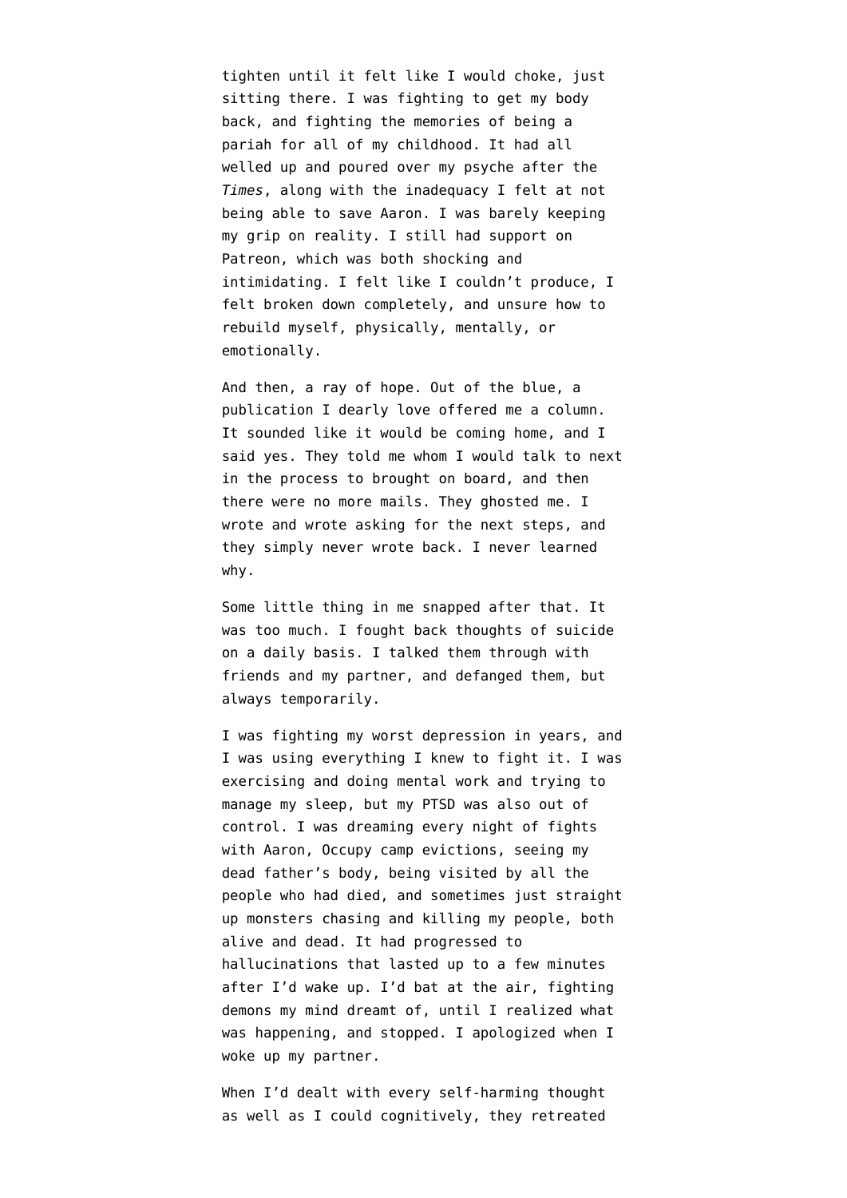tighten until it felt like I would choke, just sitting there. I was fighting to get my body back, and fighting the memories of being a pariah for all of my childhood. It had all welled up and poured over my psyche after the *Times*, along with the inadequacy I felt at not being able to save Aaron. I was barely keeping my grip on reality. I still had support on Patreon, which was both shocking and intimidating. I felt like I couldn't produce, I felt broken down completely, and unsure how to rebuild myself, physically, mentally, or emotionally.

And then, a ray of hope. Out of the blue, a publication I dearly love offered me a column. It sounded like it would be coming home, and I said yes. They told me whom I would talk to next in the process to brought on board, and then there were no more mails. They ghosted me. I wrote and wrote asking for the next steps, and they simply never wrote back. I never learned why.

Some little thing in me snapped after that. It was too much. I fought back thoughts of suicide on a daily basis. I talked them through with friends and my partner, and defanged them, but always temporarily.

I was fighting my worst depression in years, and I was using everything I knew to fight it. I was exercising and doing mental work and trying to manage my sleep, but my PTSD was also out of control. I was dreaming every night of fights with Aaron, Occupy camp evictions, seeing my dead father's body, being visited by all the people who had died, and sometimes just straight up monsters chasing and killing my people, both alive and dead. It had progressed to hallucinations that lasted up to a few minutes after I'd wake up. I'd bat at the air, fighting demons my mind dreamt of, until I realized what was happening, and stopped. I apologized when I woke up my partner.

When I'd dealt with every self-harming thought as well as I could cognitively, they retreated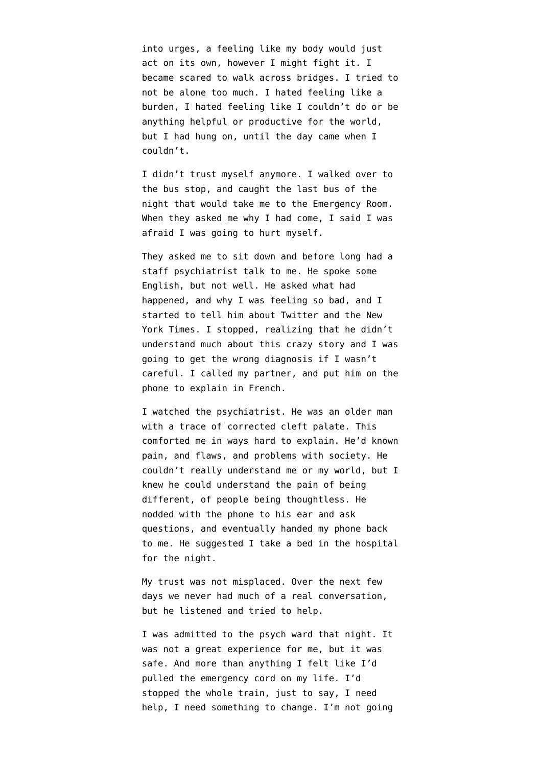into urges, a feeling like my body would just act on its own, however I might fight it. I became scared to walk across bridges. I tried to not be alone too much. I hated feeling like a burden, I hated feeling like I couldn't do or be anything helpful or productive for the world, but I had hung on, until the day came when I couldn't.

I didn't trust myself anymore. I walked over to the bus stop, and caught the last bus of the night that would take me to the Emergency Room. When they asked me why I had come, I said I was afraid I was going to hurt myself.

They asked me to sit down and before long had a staff psychiatrist talk to me. He spoke some English, but not well. He asked what had happened, and why I was feeling so bad, and I started to tell him about Twitter and the New York Times. I stopped, realizing that he didn't understand much about this crazy story and I was going to get the wrong diagnosis if I wasn't careful. I called my partner, and put him on the phone to explain in French.

I watched the psychiatrist. He was an older man with a trace of corrected cleft palate. This comforted me in ways hard to explain. He'd known pain, and flaws, and problems with society. He couldn't really understand me or my world, but I knew he could understand the pain of being different, of people being thoughtless. He nodded with the phone to his ear and ask questions, and eventually handed my phone back to me. He suggested I take a bed in the hospital for the night.

My trust was not misplaced. Over the next few days we never had much of a real conversation, but he listened and tried to help.

I was admitted to the psych ward that night. It was not a great experience for me, but it was safe. And more than anything I felt like I'd pulled the emergency cord on my life. I'd stopped the whole train, just to say, I need help, I need something to change. I'm not going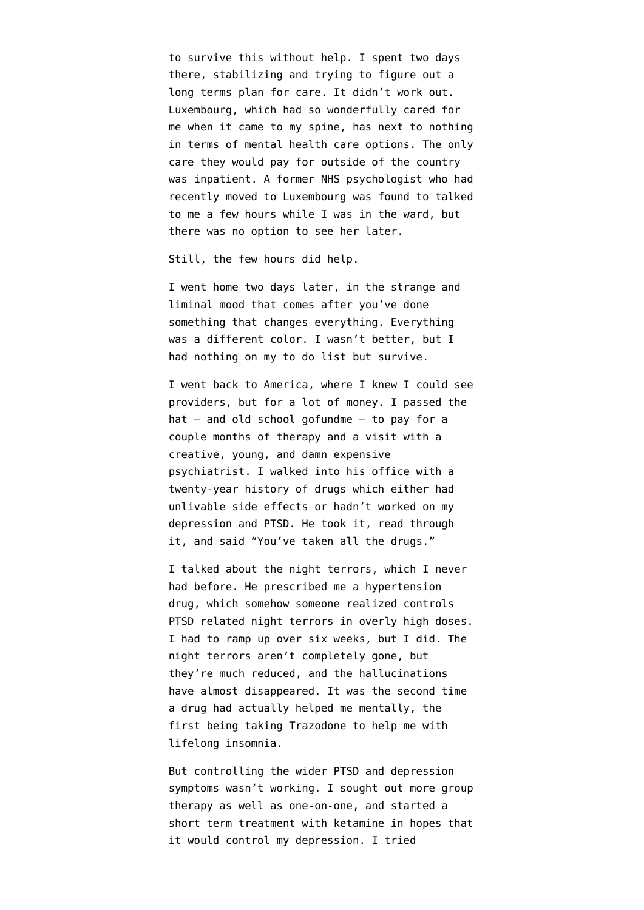to survive this without help. I spent two days there, stabilizing and trying to figure out a long terms plan for care. It didn't work out. Luxembourg, which had so wonderfully cared for me when it came to my spine, has next to nothing in terms of mental health care options. The only care they would pay for outside of the country was inpatient. A former NHS psychologist who had recently moved to Luxembourg was found to talked to me a few hours while I was in the ward, but there was no option to see her later.

Still, the few hours did help.

I went home two days later, in the strange and liminal mood that comes after you've done something that changes everything. Everything was a different color. I wasn't better, but I had nothing on my to do list but survive.

I went back to America, where I knew I could see providers, but for a lot of money. I passed the hat — and old school gofundme — to pay for a couple months of therapy and a visit with a creative, young, and damn expensive psychiatrist. I walked into his office with a twenty-year history of drugs which either had unlivable side effects or hadn't worked on my depression and PTSD. He took it, read through it, and said "You've taken all the drugs."

I talked about the night terrors, which I never had before. He prescribed me a hypertension drug, which somehow someone realized controls PTSD related night terrors in overly high doses. I had to ramp up over six weeks, but I did. The night terrors aren't completely gone, but they're much reduced, and the hallucinations have almost disappeared. It was the second time a drug had actually helped me mentally, the first being taking Trazodone to help me with lifelong insomnia.

But controlling the wider PTSD and depression symptoms wasn't working. I sought out more group therapy as well as one-on-one, and started a short term treatment with ketamine in hopes that it would control my depression. I tried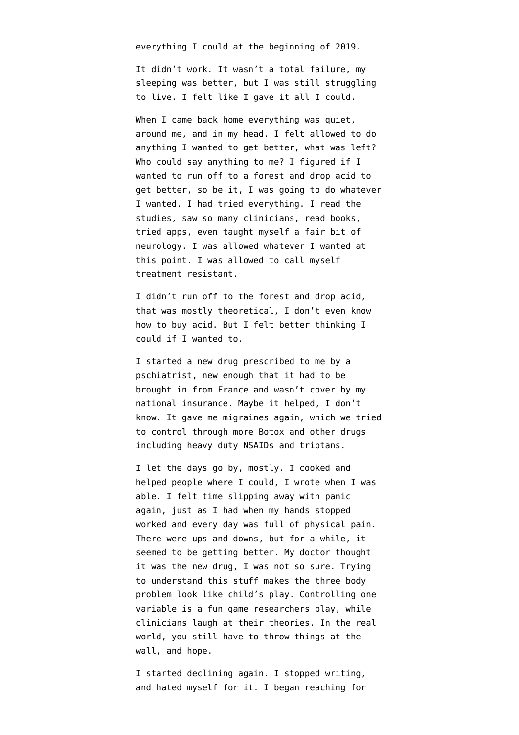everything I could at the beginning of 2019.

It didn't work. It wasn't a total failure, my sleeping was better, but I was still struggling to live. I felt like I gave it all I could.

When I came back home everything was quiet, around me, and in my head. I felt allowed to do anything I wanted to get better, what was left? Who could say anything to me? I figured if I wanted to run off to a forest and drop acid to get better, so be it, I was going to do whatever I wanted. I had tried everything. I read the studies, saw so many clinicians, read books, tried apps, even taught myself a fair bit of neurology. I was allowed whatever I wanted at this point. I was allowed to call myself treatment resistant.

I didn't run off to the forest and drop acid, that was mostly theoretical, I don't even know how to buy acid. But I felt better thinking I could if I wanted to.

I started a new drug prescribed to me by a pschiatrist, new enough that it had to be brought in from France and wasn't cover by my national insurance. Maybe it helped, I don't know. It gave me migraines again, which we tried to control through more Botox and other drugs including heavy duty NSAIDs and triptans.

I let the days go by, mostly. I cooked and helped people where I could, I wrote when I was able. I felt time slipping away with panic again, just as I had when my hands stopped worked and every day was full of physical pain. There were ups and downs, but for a while, it seemed to be getting better. My doctor thought it was the new drug, I was not so sure. Trying to understand this stuff makes the three body problem look like child's play. Controlling one variable is a fun game researchers play, while clinicians laugh at their theories. In the real world, you still have to throw things at the wall, and hope.

I started declining again. I stopped writing, and hated myself for it. I began reaching for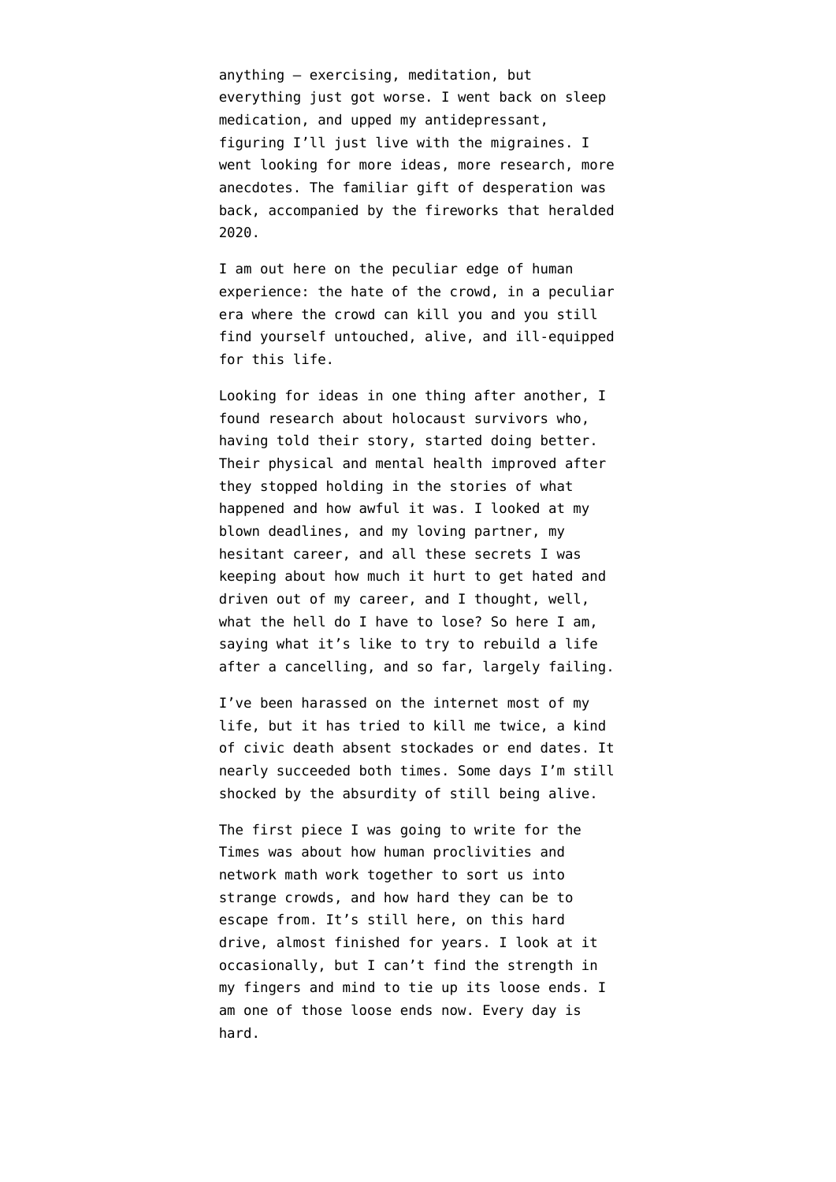anything — exercising, meditation, but everything just got worse. I went back on sleep medication, and upped my antidepressant, figuring I'll just live with the migraines. I went looking for more ideas, more research, more anecdotes. The familiar gift of desperation was back, accompanied by the fireworks that heralded 2020.

I am out here on the peculiar edge of human experience: the hate of the crowd, in a peculiar era where the crowd can kill you and you still find yourself untouched, alive, and ill-equipped for this life.

Looking for ideas in one thing after another, I found research about holocaust survivors who, having told their story, started doing better. Their physical and mental health improved after they stopped holding in the stories of what happened and how awful it was. I looked at my blown deadlines, and my loving partner, my hesitant career, and all these secrets I was keeping about how much it hurt to get hated and driven out of my career, and I thought, well, what the hell do I have to lose? So here I am, saying what it's like to try to rebuild a life after a cancelling, and so far, largely failing.

I've been harassed on the internet most of my life, but it has tried to kill me twice, a kind of civic death absent stockades or end dates. It nearly succeeded both times. Some days I'm still shocked by the absurdity of still being alive.

The first piece I was going to write for the Times was about how human proclivities and network math work together to sort us into strange crowds, and how hard they can be to escape from. It's still here, on this hard drive, almost finished for years. I look at it occasionally, but I can't find the strength in my fingers and mind to tie up its loose ends. I am one of those loose ends now. Every day is hard.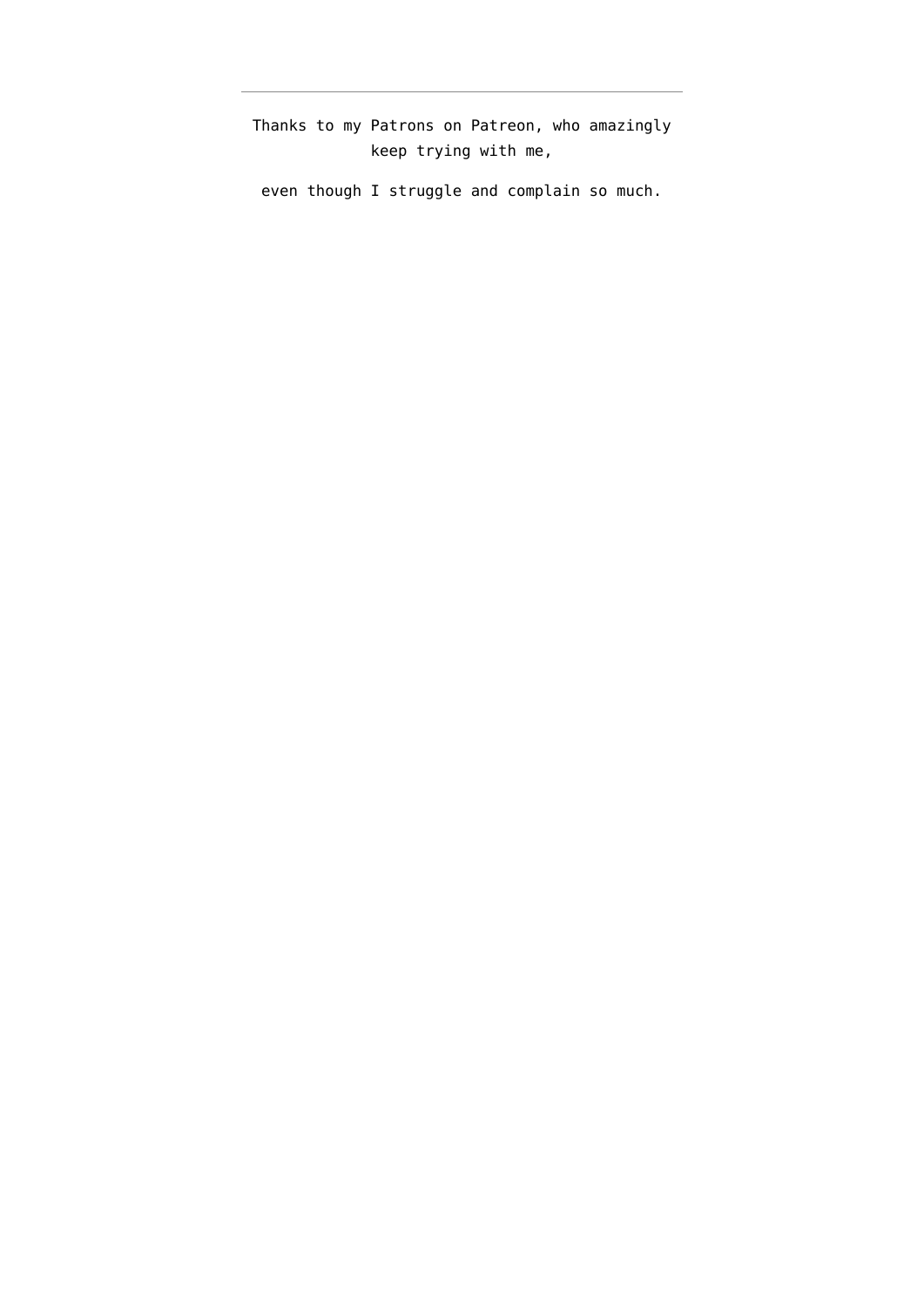---

Thanks to my Patrons on Patreon, who amazingly keep trying with me,

even though I struggle and complain so much.